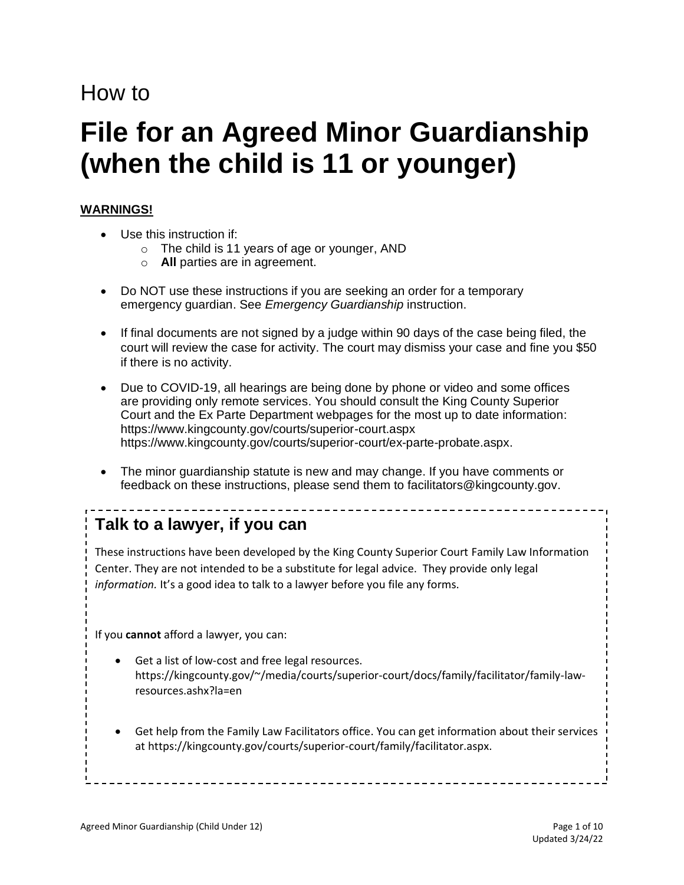How to

# File for an Agreed Minor Guardianship (when the child is 11 or younger)

**WARNINGS!**

- Use this instruction if:
  - The child is 11 years of age or younger, AND
  - **All** parties are in agreement.
- Do NOT use these instructions if you are seeking an order for a temporary emergency guardian. See *Emergency Guardianship* instruction.
- If final documents are not signed by a judge within 90 days of the case being filed, the court will review the case for activity. The court may dismiss your case and fine you $50 if there is no activity.
- Due to COVID-19, all hearings are being done by phone or video and some offices are providing only remote services. You should consult the King County Superior Court and the Ex Parte Department webpages for the most up to date information: https://www.kingcounty.gov/courts/superior-court.aspx https://www.kingcounty.gov/courts/superior-court/ex-parte-probate.aspx.
- The minor guardianship statute is new and may change. If you have comments or feedback on these instructions, please send them to facilitators@kingcounty.gov.

## Talk to a lawyer, if you can

These instructions have been developed by the King County Superior Court Family Law Information Center. They are not intended to be a substitute for legal advice. They provide only legal *information.* It's a good idea to talk to a lawyer before you file any forms.

If you **cannot** afford a lawyer, you can:

- Get a list of low-cost and free legal resources. https://kingcounty.gov/~/media/courts/superior-court/docs/family/facilitator/family-law-resources.ashx?la=en
- Get help from the Family Law Facilitators office. You can get information about their services at https://kingcounty.gov/courts/superior-court/family/facilitator.aspx.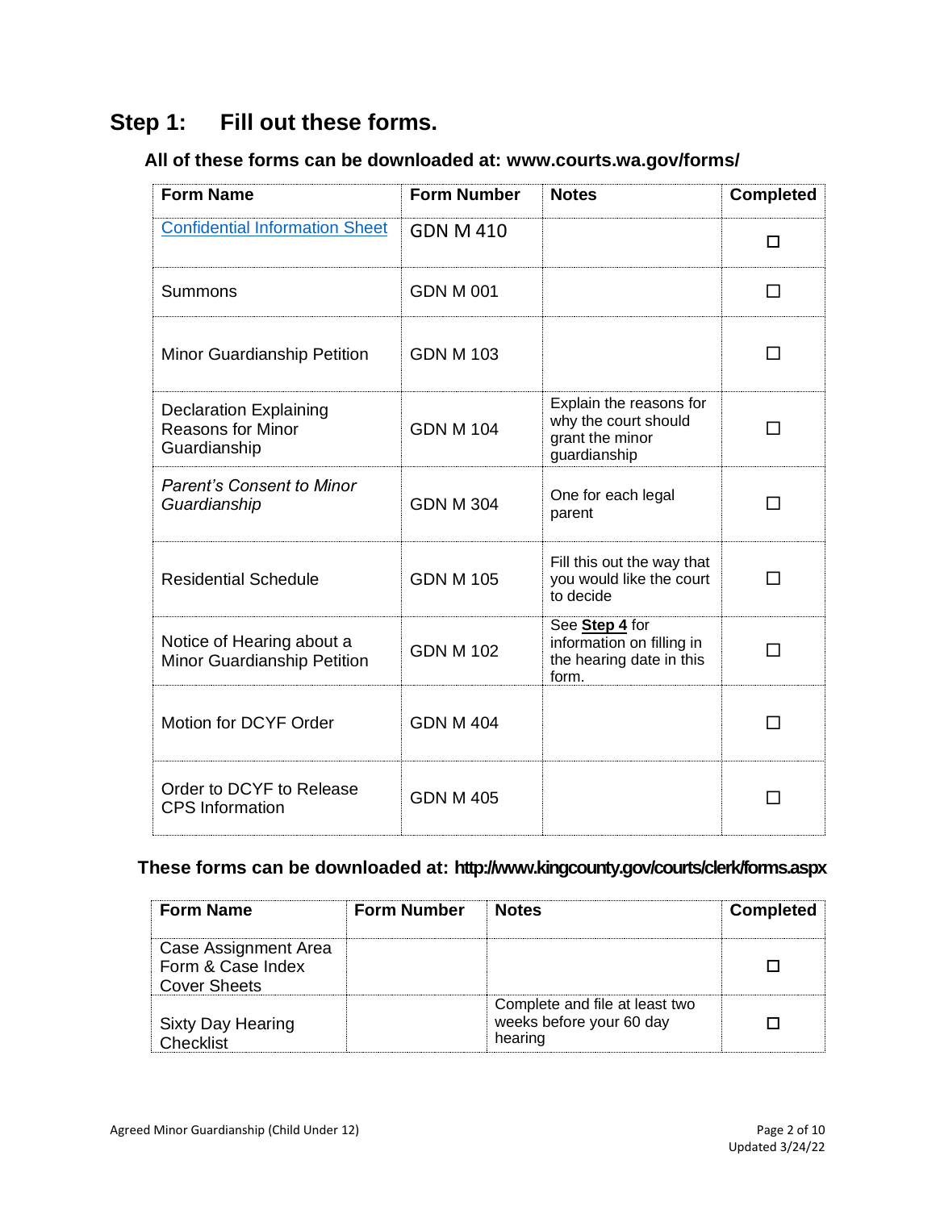## Step 1: Fill out these forms.

### All of these forms can be downloaded at: www.courts.wa.gov/forms/

| Form Name | Form Number | Notes | Completed |
|---|---|---|---|
| Confidential Information Sheet | GDN M 410 | | ☐ |
| Summons | GDN M 001 | | ☐ |
| Minor Guardianship Petition | GDN M 103 | | ☐ |
| Declaration Explaining Reasons for Minor Guardianship | GDN M 104 | Explain the reasons for why the court should grant the minor guardianship | ☐ |
| *Parent's Consent to Minor Guardianship* | GDN M 304 | One for each legal parent | ☐ |
| Residential Schedule | GDN M 105 | Fill this out the way that you would like the court to decide | ☐ |
| Notice of Hearing about a Minor Guardianship Petition | GDN M 102 | See **Step 4** for information on filling in the hearing date in this form. | ☐ |
| Motion for DCYF Order | GDN M 404 | | ☐ |
| Order to DCYF to Release CPS Information | GDN M 405 | | ☐ |

### These forms can be downloaded at: http://www.kingcounty.gov/courts/clerk/forms.aspx

| Form Name | Form Number | Notes | Completed |
|---|---|---|---|
| Case Assignment Area Form & Case Index Cover Sheets | | | ☐ |
| Sixty Day Hearing Checklist | | Complete and file at least two weeks before your 60 day hearing | ☐ |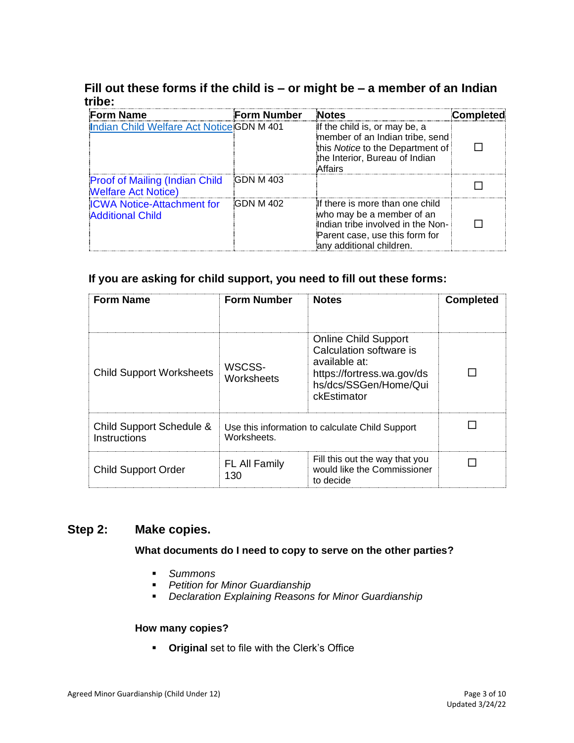### Fill out these forms if the child is – or might be – a member of an Indian tribe:

| Form Name | Form Number | Notes | Completed |
|---|---|---|---|
| Indian Child Welfare Act Notice | GDN M 401 | If the child is, or may be, a member of an Indian tribe, send this *Notice* to the Department of the Interior, Bureau of Indian Affairs | ☐ |
| Proof of Mailing (Indian Child Welfare Act Notice) | GDN M 403 | | ☐ |
| ICWA Notice-Attachment for Additional Child | GDN M 402 | If there is more than one child who may be a member of an Indian tribe involved in the Non-Parent case, use this form for any additional children. | ☐ |

### If you are asking for child support, you need to fill out these forms:

| Form Name | Form Number | Notes | Completed |
|---|---|---|---|
| Child Support Worksheets | WSCSS-Worksheets | Online Child Support Calculation software is available at: https://fortress.wa.gov/dshs/dcs/SSGen/Home/QuickEstimator | ☐ |
| Child Support Schedule & Instructions | Use this information to calculate Child Support Worksheets. | | ☐ |
| Child Support Order | FL All Family 130 | Fill this out the way that you would like the Commissioner to decide | ☐ |

## Step 2: Make copies.

**What documents do I need to copy to serve on the other parties?**

- *Summons*
- *Petition for Minor Guardianship*
- *Declaration Explaining Reasons for Minor Guardianship*

**How many copies?**

- **Original** set to file with the Clerk's Office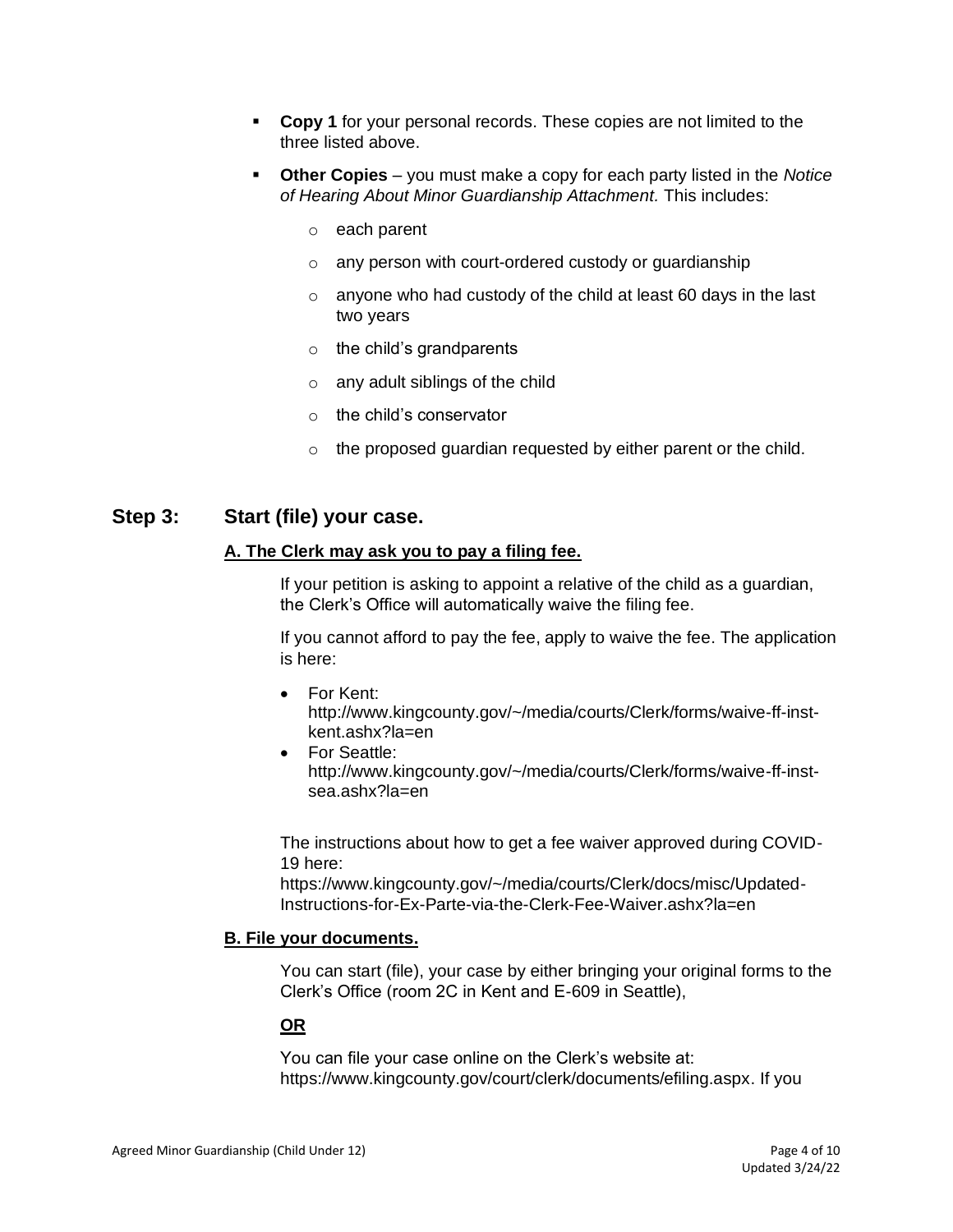- **Copy 1** for your personal records. These copies are not limited to the three listed above.
- **Other Copies** – you must make a copy for each party listed in the *Notice of Hearing About Minor Guardianship Attachment.* This includes:
  - each parent
  - any person with court-ordered custody or guardianship
  - anyone who had custody of the child at least 60 days in the last two years
  - the child's grandparents
  - any adult siblings of the child
  - the child's conservator
  - the proposed guardian requested by either parent or the child.

## Step 3: Start (file) your case.

### A. The Clerk may ask you to pay a filing fee.

If your petition is asking to appoint a relative of the child as a guardian, the Clerk's Office will automatically waive the filing fee.

If you cannot afford to pay the fee, apply to waive the fee. The application is here:

- For Kent: http://www.kingcounty.gov/~/media/courts/Clerk/forms/waive-ff-inst-kent.ashx?la=en
- For Seattle: http://www.kingcounty.gov/~/media/courts/Clerk/forms/waive-ff-inst-sea.ashx?la=en

The instructions about how to get a fee waiver approved during COVID-19 here: https://www.kingcounty.gov/~/media/courts/Clerk/docs/misc/Updated-Instructions-for-Ex-Parte-via-the-Clerk-Fee-Waiver.ashx?la=en

### B. File your documents.

You can start (file), your case by either bringing your original forms to the Clerk's Office (room 2C in Kent and E-609 in Seattle),

**OR**

You can file your case online on the Clerk's website at: https://www.kingcounty.gov/court/clerk/documents/efiling.aspx. If you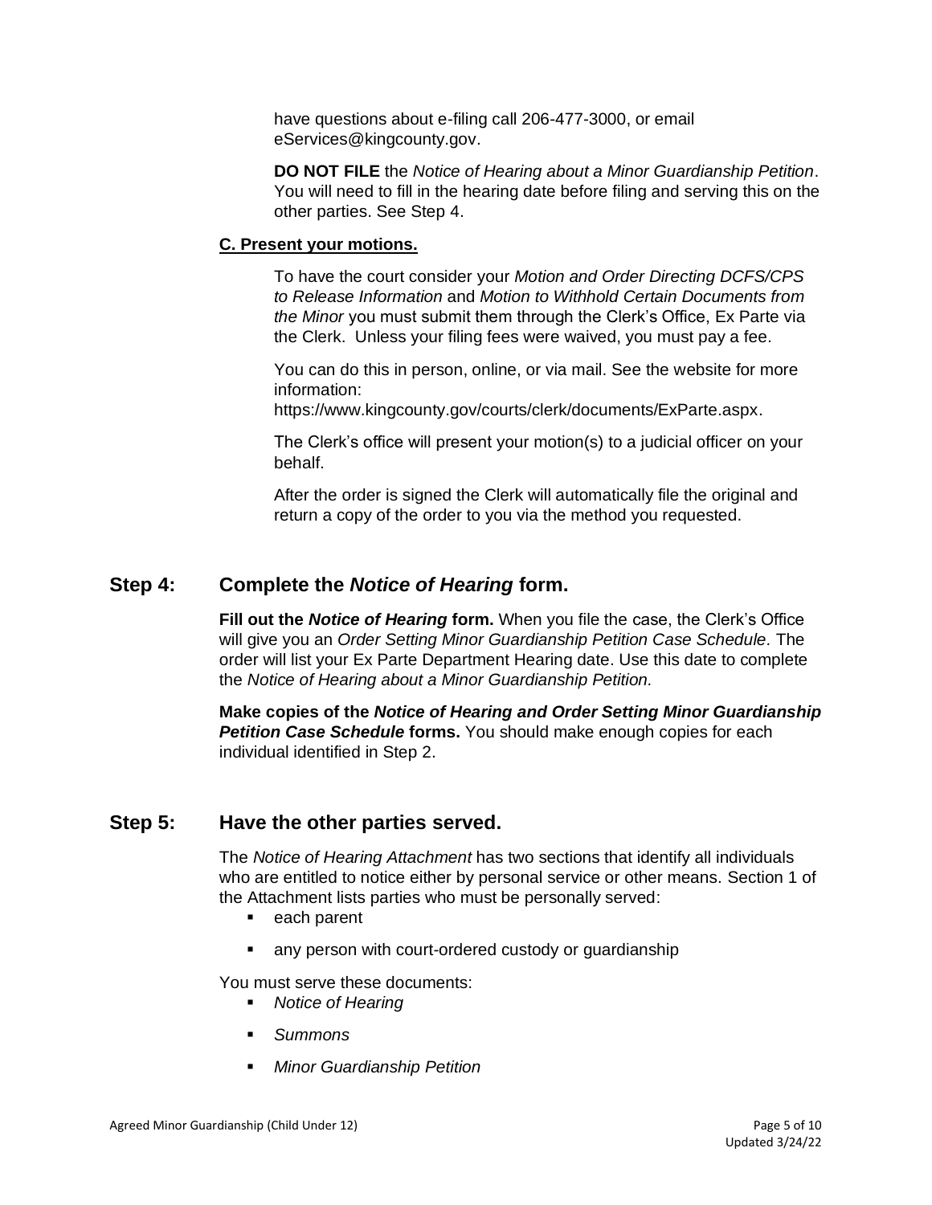have questions about e-filing call 206-477-3000, or email eServices@kingcounty.gov.

**DO NOT FILE** the *Notice of Hearing about a Minor Guardianship Petition*. You will need to fill in the hearing date before filing and serving this on the other parties. See Step 4.

**C. Present your motions.**

To have the court consider your *Motion and Order Directing DCFS/CPS to Release Information* and *Motion to Withhold Certain Documents from the Minor* you must submit them through the Clerk's Office, Ex Parte via the Clerk. Unless your filing fees were waived, you must pay a fee.

You can do this in person, online, or via mail. See the website for more information: https://www.kingcounty.gov/courts/clerk/documents/ExParte.aspx.

The Clerk's office will present your motion(s) to a judicial officer on your behalf.

After the order is signed the Clerk will automatically file the original and return a copy of the order to you via the method you requested.

## Step 4: Complete the *Notice of Hearing* form.

**Fill out the *Notice of Hearing* form.** When you file the case, the Clerk's Office will give you an *Order Setting Minor Guardianship Petition Case Schedule.* The order will list your Ex Parte Department Hearing date. Use this date to complete the *Notice of Hearing about a Minor Guardianship Petition.*

**Make copies of the *Notice of Hearing and Order Setting Minor Guardianship Petition Case Schedule* forms.** You should make enough copies for each individual identified in Step 2.

## Step 5: Have the other parties served.

The *Notice of Hearing Attachment* has two sections that identify all individuals who are entitled to notice either by personal service or other means. Section 1 of the Attachment lists parties who must be personally served:

- each parent
- any person with court-ordered custody or guardianship

You must serve these documents:

- *Notice of Hearing*
- *Summons*
- *Minor Guardianship Petition*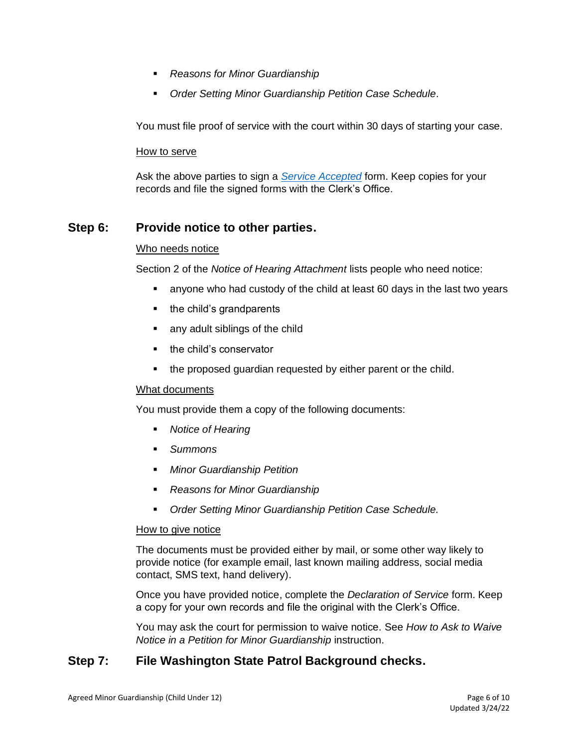- *Reasons for Minor Guardianship*
- *Order Setting Minor Guardianship Petition Case Schedule*.

You must file proof of service with the court within 30 days of starting your case.

<u>How to serve</u>

Ask the above parties to sign a *Service Accepted* form. Keep copies for your records and file the signed forms with the Clerk's Office.

## Step 6: Provide notice to other parties.

<u>Who needs notice</u>

Section 2 of the *Notice of Hearing Attachment* lists people who need notice:

- anyone who had custody of the child at least 60 days in the last two years
- the child's grandparents
- any adult siblings of the child
- the child's conservator
- the proposed guardian requested by either parent or the child.

<u>What documents</u>

You must provide them a copy of the following documents:

- *Notice of Hearing*
- *Summons*
- *Minor Guardianship Petition*
- *Reasons for Minor Guardianship*
- *Order Setting Minor Guardianship Petition Case Schedule.*

<u>How to give notice</u>

The documents must be provided either by mail, or some other way likely to provide notice (for example email, last known mailing address, social media contact, SMS text, hand delivery).

Once you have provided notice, complete the *Declaration of Service* form. Keep a copy for your own records and file the original with the Clerk's Office.

You may ask the court for permission to waive notice. See *How to Ask to Waive Notice in a Petition for Minor Guardianship* instruction.

## Step 7: File Washington State Patrol Background checks.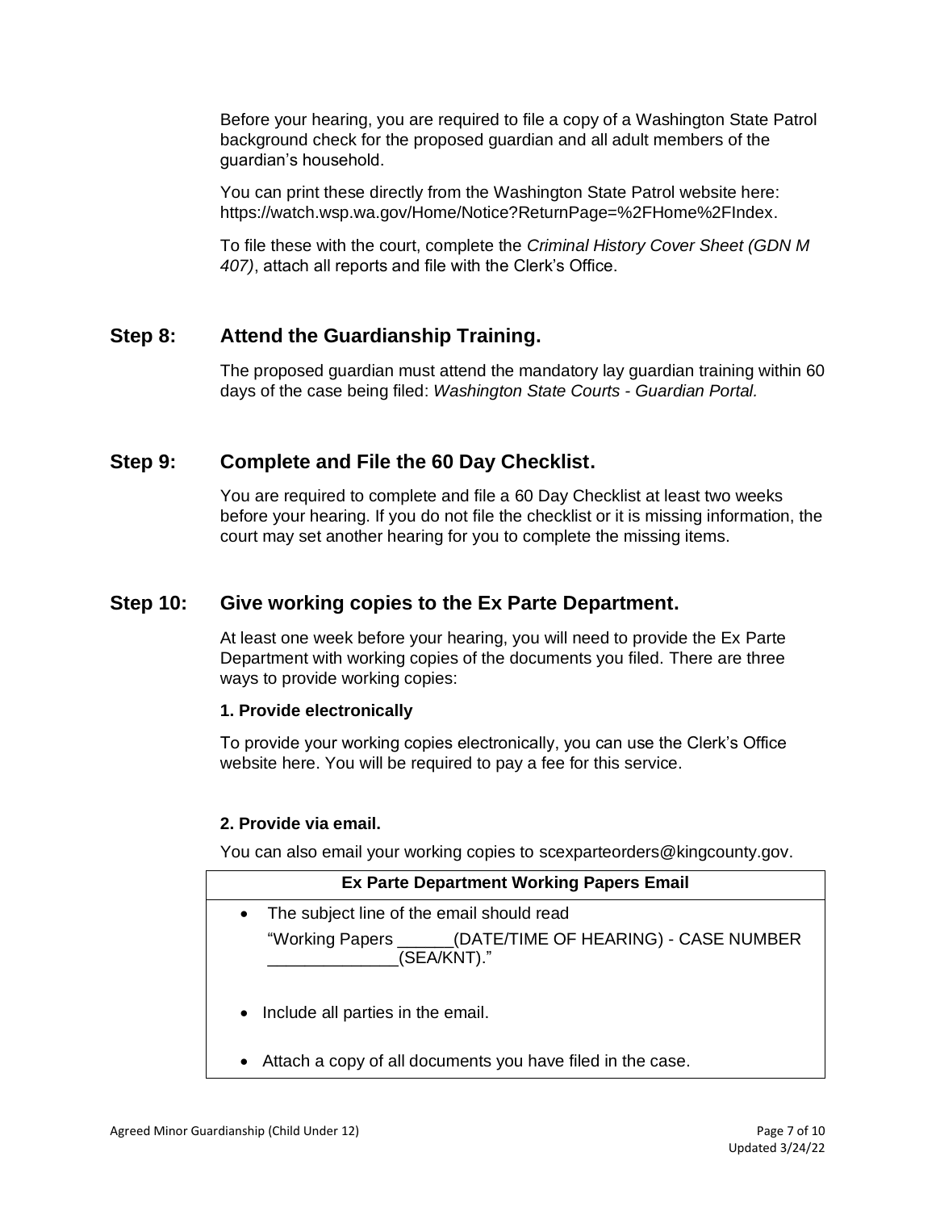Before your hearing, you are required to file a copy of a Washington State Patrol background check for the proposed guardian and all adult members of the guardian's household.

You can print these directly from the Washington State Patrol website here: https://watch.wsp.wa.gov/Home/Notice?ReturnPage=%2FHome%2FIndex.

To file these with the court, complete the *Criminal History Cover Sheet (GDN M 407)*, attach all reports and file with the Clerk's Office.

## Step 8: Attend the Guardianship Training.

The proposed guardian must attend the mandatory lay guardian training within 60 days of the case being filed: *Washington State Courts - Guardian Portal.*

## Step 9: Complete and File the 60 Day Checklist.

You are required to complete and file a 60 Day Checklist at least two weeks before your hearing. If you do not file the checklist or it is missing information, the court may set another hearing for you to complete the missing items.

## Step 10: Give working copies to the Ex Parte Department.

At least one week before your hearing, you will need to provide the Ex Parte Department with working copies of the documents you filed. There are three ways to provide working copies:

**1. Provide electronically**

To provide your working copies electronically, you can use the Clerk's Office website here. You will be required to pay a fee for this service.

**2. Provide via email.**

You can also email your working copies to scexparteorders@kingcounty.gov.

| Ex Parte Department Working Papers Email |
| --- |
| • The subject line of the email should read "Working Papers ______(DATE/TIME OF HEARING) - CASE NUMBER ______________(SEA/KNT)." <br> • Include all parties in the email. <br> • Attach a copy of all documents you have filed in the case. |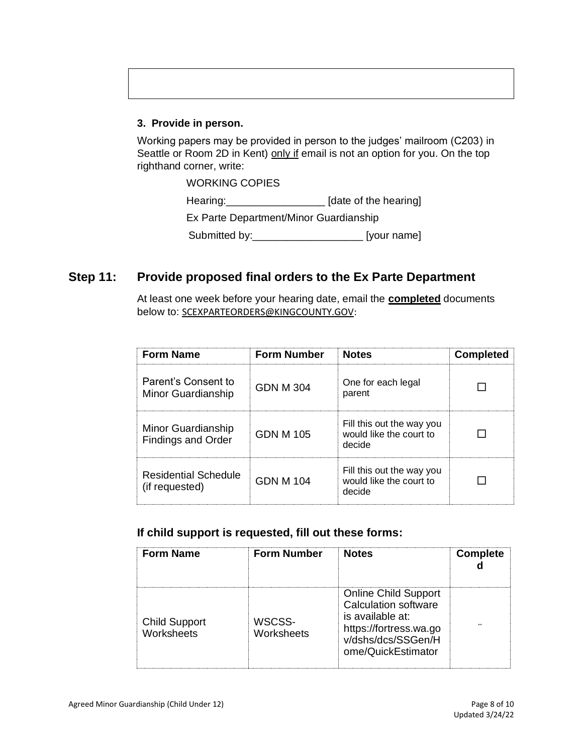**3. Provide in person.**

Working papers may be provided in person to the judges' mailroom (C203) in Seattle or Room 2D in Kent) only if email is not an option for you. On the top righthand corner, write:

WORKING COPIES

Hearing:_________________ [date of the hearing]

Ex Parte Department/Minor Guardianship

Submitted by:___________________ [your name]

## Step 11: Provide proposed final orders to the Ex Parte Department

At least one week before your hearing date, email the **completed** documents below to: SCEXPARTEORDERS@KINGCOUNTY.GOV:

| Form Name | Form Number | Notes | Completed |
| --- | --- | --- | --- |
| Parent's Consent to Minor Guardianship | GDN M 304 | One for each legal parent | ☐ |
| Minor Guardianship Findings and Order | GDN M 105 | Fill this out the way you would like the court to decide | ☐ |
| Residential Schedule (if requested) | GDN M 104 | Fill this out the way you would like the court to decide | ☐ |

### If child support is requested, fill out these forms:

| Form Name | Form Number | Notes | Completed |
| --- | --- | --- | --- |
| Child Support Worksheets | WSCSS-Worksheets | Online Child Support Calculation software is available at: https://fortress.wa.gov/dshs/dcs/SSGen/Home/QuickEstimator | .. |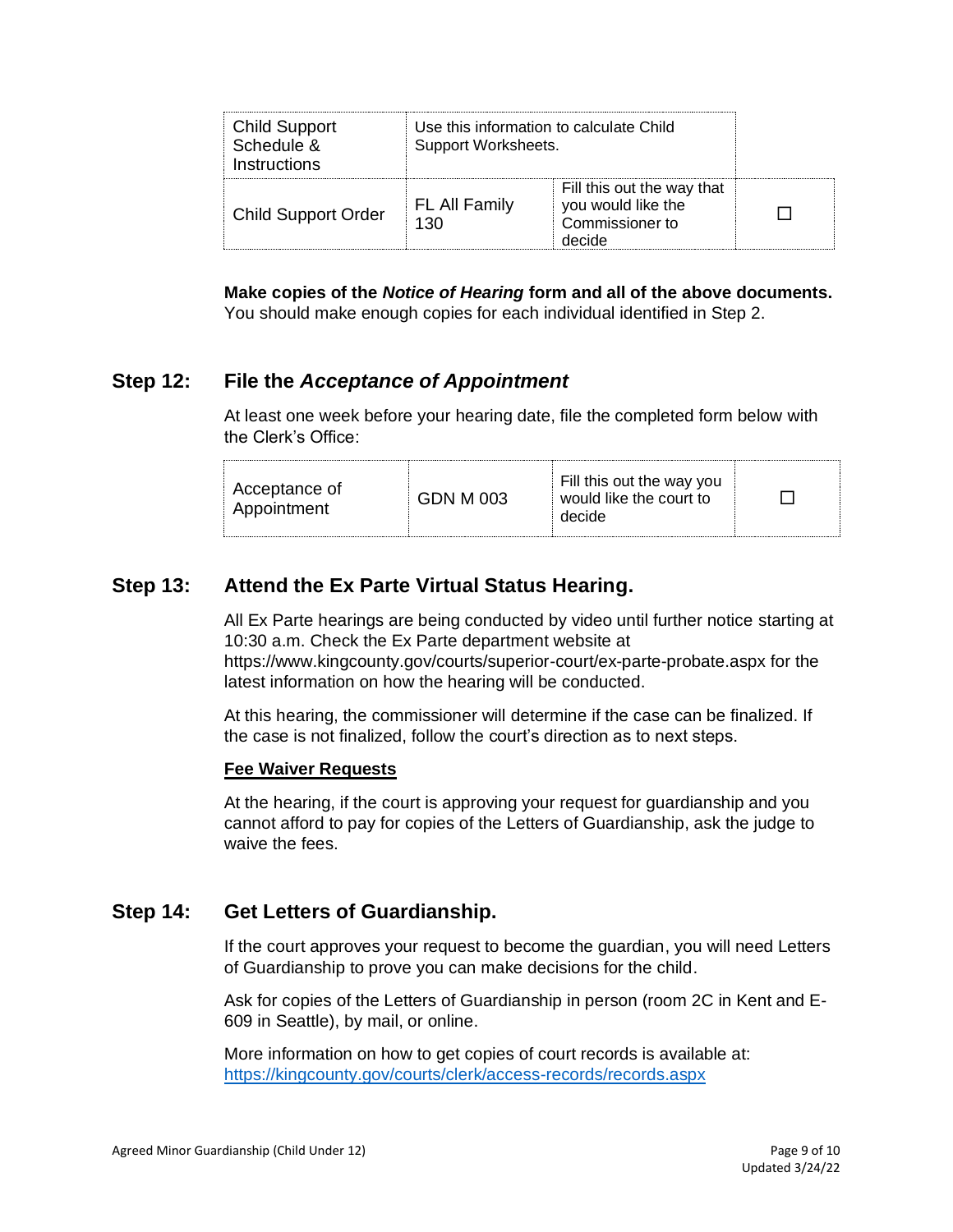| Child Support Schedule & Instructions | Use this information to calculate Child Support Worksheets. | | |
|---|---|---|---|
| Child Support Order | FL All Family 130 | Fill this out the way that you would like the Commissioner to decide | ☐ |

**Make copies of the *Notice of Hearing* form and all of the above documents.** You should make enough copies for each individual identified in Step 2.

## Step 12: File the *Acceptance of Appointment*

At least one week before your hearing date, file the completed form below with the Clerk's Office:

| Acceptance of Appointment | GDN M 003 | Fill this out the way you would like the court to decide | ☐ |
|---|---|---|---|

## Step 13: Attend the Ex Parte Virtual Status Hearing.

All Ex Parte hearings are being conducted by video until further notice starting at 10:30 a.m. Check the Ex Parte department website at https://www.kingcounty.gov/courts/superior-court/ex-parte-probate.aspx for the latest information on how the hearing will be conducted.

At this hearing, the commissioner will determine if the case can be finalized. If the case is not finalized, follow the court's direction as to next steps.

**Fee Waiver Requests**

At the hearing, if the court is approving your request for guardianship and you cannot afford to pay for copies of the Letters of Guardianship, ask the judge to waive the fees.

## Step 14: Get Letters of Guardianship.

If the court approves your request to become the guardian, you will need Letters of Guardianship to prove you can make decisions for the child.

Ask for copies of the Letters of Guardianship in person (room 2C in Kent and E-609 in Seattle), by mail, or online.

More information on how to get copies of court records is available at: https://kingcounty.gov/courts/clerk/access-records/records.aspx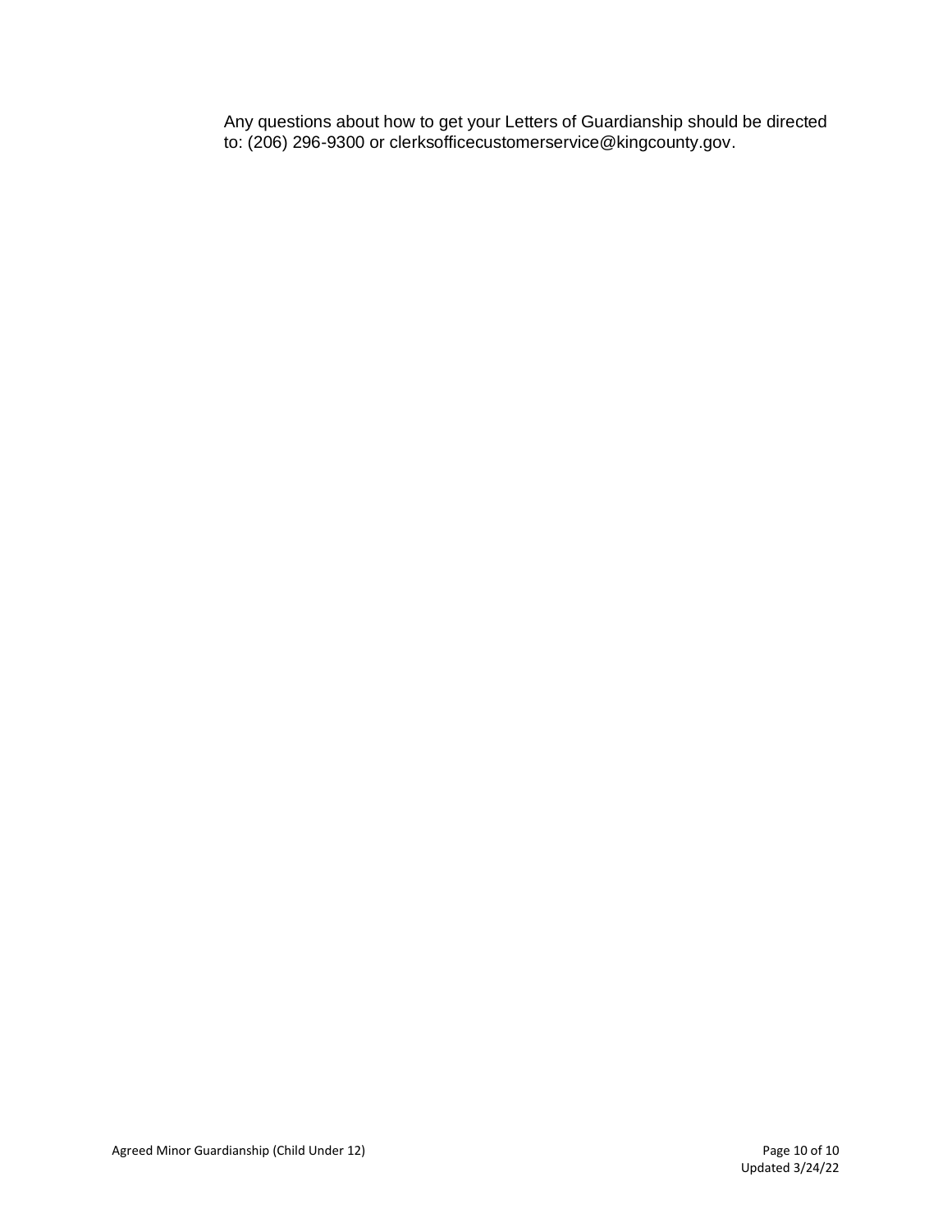Any questions about how to get your Letters of Guardianship should be directed to: (206) 296-9300 or clerksofficecustomerservice@kingcounty.gov.